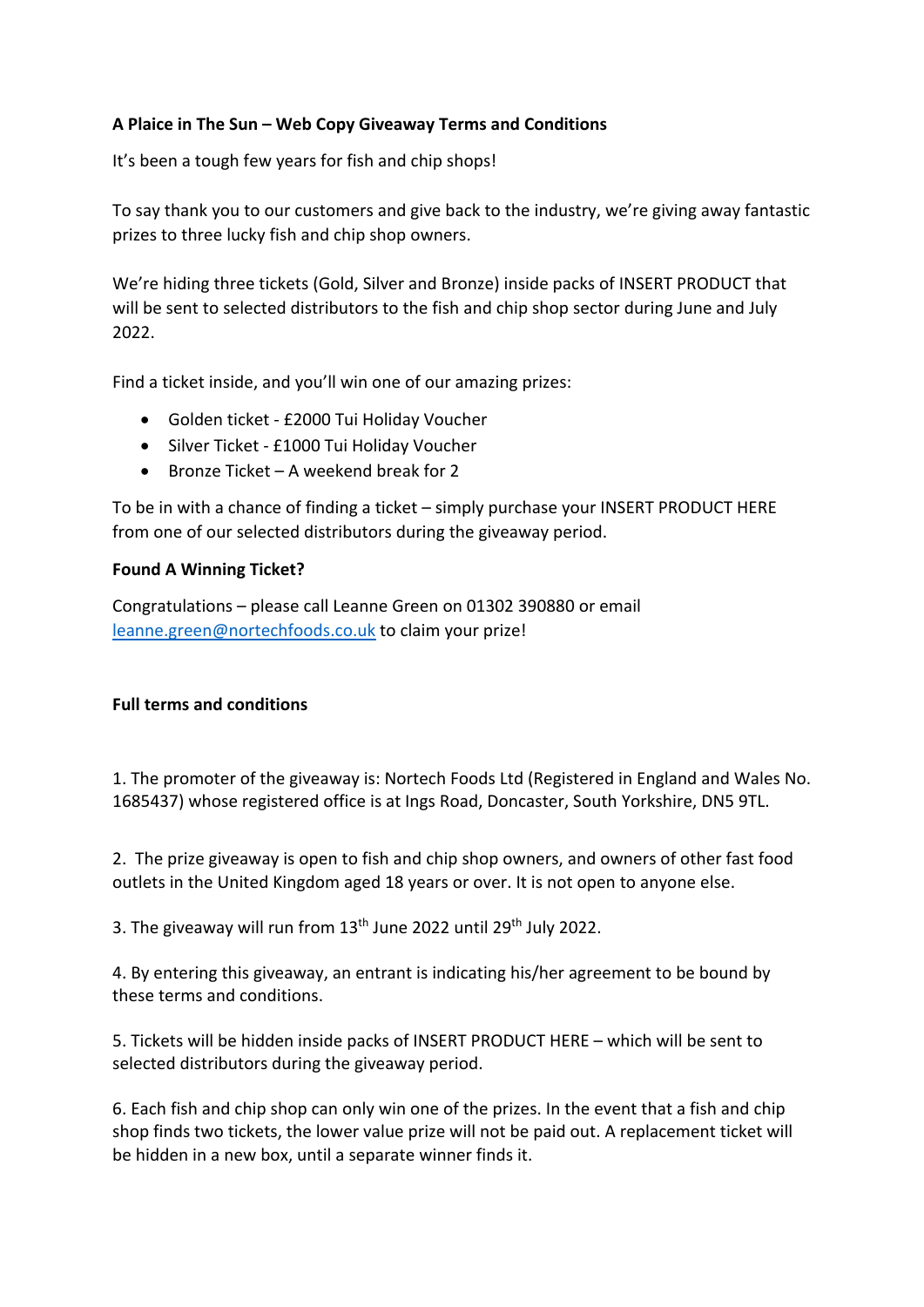**A Plaice in The Sun – Web Copy Giveaway Terms and Conditions**

It's been a tough few years for fish and chip shops!

To say thank you to our customers and give back to the industry, we're giving away fantastic prizes to three lucky fish and chip shop owners.

We're hiding three tickets (Gold, Silver and Bronze) inside packs of INSERT PRODUCT that will be sent to selected distributors to the fish and chip shop sector during June and July 2022.

Find a ticket inside, and you'll win one of our amazing prizes:

- Golden ticket - £2000 Tui Holiday Voucher
- Silver Ticket - £1000 Tui Holiday Voucher
- Bronze Ticket – A weekend break for 2

To be in with a chance of finding a ticket – simply purchase your INSERT PRODUCT HERE from one of our selected distributors during the giveaway period.

**Found A Winning Ticket?**

Congratulations – please call Leanne Green on 01302 390880 or email leanne.green@nortechfoods.co.uk to claim your prize!

**Full terms and conditions**

1. The promoter of the giveaway is: Nortech Foods Ltd (Registered in England and Wales No. 1685437) whose registered office is at Ings Road, Doncaster, South Yorkshire, DN5 9TL.

2. The prize giveaway is open to fish and chip shop owners, and owners of other fast food outlets in the United Kingdom aged 18 years or over. It is not open to anyone else.

3. The giveaway will run from 13th June 2022 until 29th July 2022.

4. By entering this giveaway, an entrant is indicating his/her agreement to be bound by these terms and conditions.

5. Tickets will be hidden inside packs of INSERT PRODUCT HERE – which will be sent to selected distributors during the giveaway period.

6. Each fish and chip shop can only win one of the prizes. In the event that a fish and chip shop finds two tickets, the lower value prize will not be paid out. A replacement ticket will be hidden in a new box, until a separate winner finds it.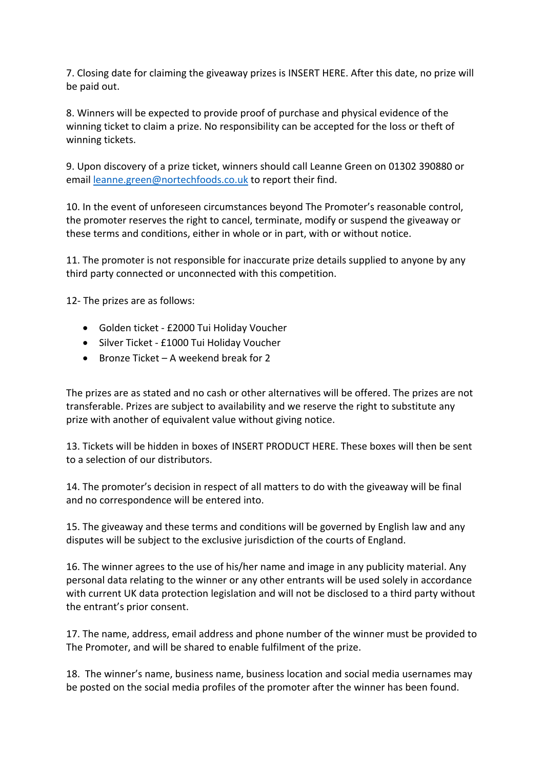7. Closing date for claiming the giveaway prizes is INSERT HERE. After this date, no prize will be paid out.

8. Winners will be expected to provide proof of purchase and physical evidence of the winning ticket to claim a prize. No responsibility can be accepted for the loss or theft of winning tickets.

9. Upon discovery of a prize ticket, winners should call Leanne Green on 01302 390880 or email [leanne.green@nortechfoods.co.uk](mailto:leanne.green@nortechfoods.co.uk) to report their find.

10. In the event of unforeseen circumstances beyond The Promoter's reasonable control, the promoter reserves the right to cancel, terminate, modify or suspend the giveaway or these terms and conditions, either in whole or in part, with or without notice.

11. The promoter is not responsible for inaccurate prize details supplied to anyone by any third party connected or unconnected with this competition.

12- The prizes are as follows:

- Golden ticket - £2000 Tui Holiday Voucher
- Silver Ticket - £1000 Tui Holiday Voucher
- Bronze Ticket – A weekend break for 2

The prizes are as stated and no cash or other alternatives will be offered. The prizes are not transferable. Prizes are subject to availability and we reserve the right to substitute any prize with another of equivalent value without giving notice.

13. Tickets will be hidden in boxes of INSERT PRODUCT HERE. These boxes will then be sent to a selection of our distributors.

14. The promoter's decision in respect of all matters to do with the giveaway will be final and no correspondence will be entered into.

15. The giveaway and these terms and conditions will be governed by English law and any disputes will be subject to the exclusive jurisdiction of the courts of England.

16. The winner agrees to the use of his/her name and image in any publicity material. Any personal data relating to the winner or any other entrants will be used solely in accordance with current UK data protection legislation and will not be disclosed to a third party without the entrant's prior consent.

17. The name, address, email address and phone number of the winner must be provided to The Promoter, and will be shared to enable fulfilment of the prize.

18. The winner's name, business name, business location and social media usernames may be posted on the social media profiles of the promoter after the winner has been found.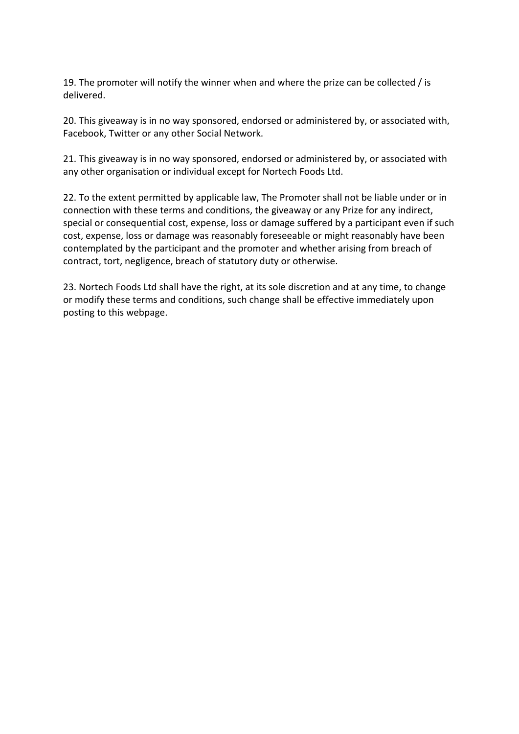19. The promoter will notify the winner when and where the prize can be collected / is delivered.

20. This giveaway is in no way sponsored, endorsed or administered by, or associated with, Facebook, Twitter or any other Social Network.

21. This giveaway is in no way sponsored, endorsed or administered by, or associated with any other organisation or individual except for Nortech Foods Ltd.

22. To the extent permitted by applicable law, The Promoter shall not be liable under or in connection with these terms and conditions, the giveaway or any Prize for any indirect, special or consequential cost, expense, loss or damage suffered by a participant even if such cost, expense, loss or damage was reasonably foreseeable or might reasonably have been contemplated by the participant and the promoter and whether arising from breach of contract, tort, negligence, breach of statutory duty or otherwise.

23. Nortech Foods Ltd shall have the right, at its sole discretion and at any time, to change or modify these terms and conditions, such change shall be effective immediately upon posting to this webpage.